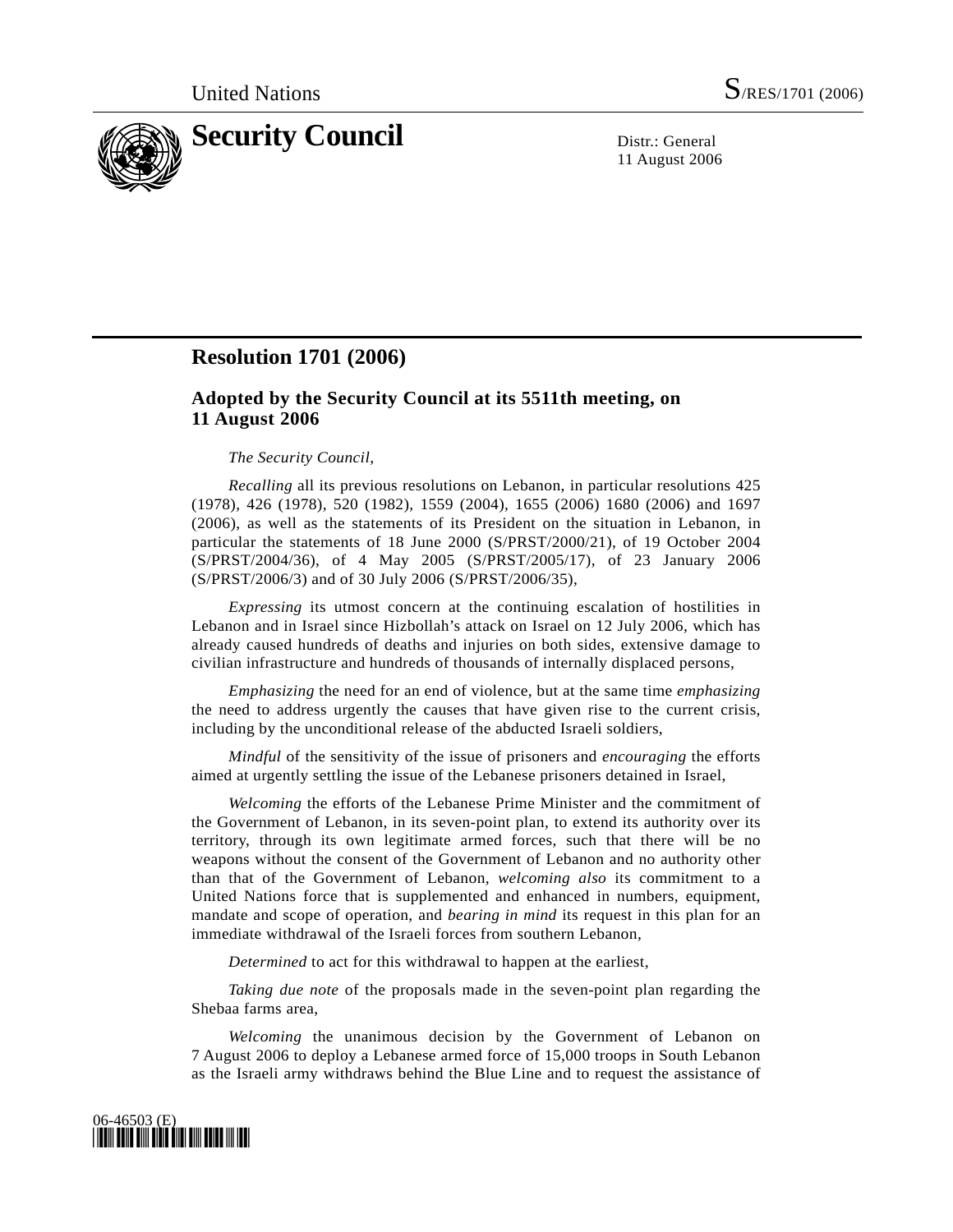United Nations S/RES/1701 (2006)

# Security Council

Distr.: General
11 August 2006

## Resolution 1701 (2006)

### Adopted by the Security Council at its 5511th meeting, on 11 August 2006

*The Security Council*,

*Recalling* all its previous resolutions on Lebanon, in particular resolutions 425 (1978), 426 (1978), 520 (1982), 1559 (2004), 1655 (2006) 1680 (2006) and 1697 (2006), as well as the statements of its President on the situation in Lebanon, in particular the statements of 18 June 2000 (S/PRST/2000/21), of 19 October 2004 (S/PRST/2004/36), of 4 May 2005 (S/PRST/2005/17), of 23 January 2006 (S/PRST/2006/3) and of 30 July 2006 (S/PRST/2006/35),

*Expressing* its utmost concern at the continuing escalation of hostilities in Lebanon and in Israel since Hizbollah's attack on Israel on 12 July 2006, which has already caused hundreds of deaths and injuries on both sides, extensive damage to civilian infrastructure and hundreds of thousands of internally displaced persons,

*Emphasizing* the need for an end of violence, but at the same time *emphasizing* the need to address urgently the causes that have given rise to the current crisis, including by the unconditional release of the abducted Israeli soldiers,

*Mindful* of the sensitivity of the issue of prisoners and *encouraging* the efforts aimed at urgently settling the issue of the Lebanese prisoners detained in Israel,

*Welcoming* the efforts of the Lebanese Prime Minister and the commitment of the Government of Lebanon, in its seven-point plan, to extend its authority over its territory, through its own legitimate armed forces, such that there will be no weapons without the consent of the Government of Lebanon and no authority other than that of the Government of Lebanon, *welcoming also* its commitment to a United Nations force that is supplemented and enhanced in numbers, equipment, mandate and scope of operation, and *bearing in mind* its request in this plan for an immediate withdrawal of the Israeli forces from southern Lebanon,

*Determined* to act for this withdrawal to happen at the earliest,

*Taking due note* of the proposals made in the seven-point plan regarding the Shebaa farms area,

*Welcoming* the unanimous decision by the Government of Lebanon on 7 August 2006 to deploy a Lebanese armed force of 15,000 troops in South Lebanon as the Israeli army withdraws behind the Blue Line and to request the assistance of

06-46503 (E)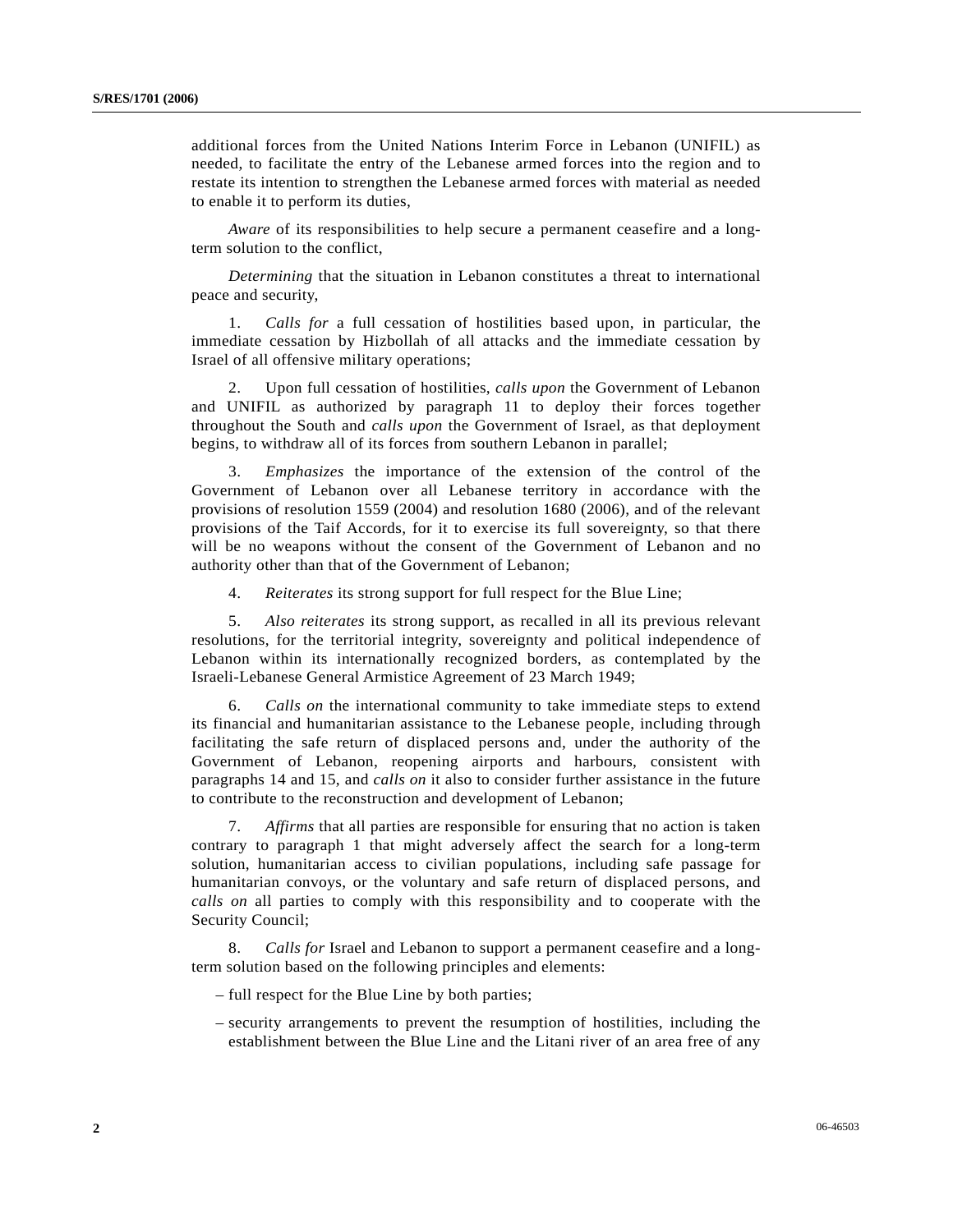additional forces from the United Nations Interim Force in Lebanon (UNIFIL) as needed, to facilitate the entry of the Lebanese armed forces into the region and to restate its intention to strengthen the Lebanese armed forces with material as needed to enable it to perform its duties,

*Aware* of its responsibilities to help secure a permanent ceasefire and a long-term solution to the conflict,

*Determining* that the situation in Lebanon constitutes a threat to international peace and security,

1. *Calls for* a full cessation of hostilities based upon, in particular, the immediate cessation by Hizbollah of all attacks and the immediate cessation by Israel of all offensive military operations;

2. Upon full cessation of hostilities, *calls upon* the Government of Lebanon and UNIFIL as authorized by paragraph 11 to deploy their forces together throughout the South and *calls upon* the Government of Israel, as that deployment begins, to withdraw all of its forces from southern Lebanon in parallel;

3. *Emphasizes* the importance of the extension of the control of the Government of Lebanon over all Lebanese territory in accordance with the provisions of resolution 1559 (2004) and resolution 1680 (2006), and of the relevant provisions of the Taif Accords, for it to exercise its full sovereignty, so that there will be no weapons without the consent of the Government of Lebanon and no authority other than that of the Government of Lebanon;

4. *Reiterates* its strong support for full respect for the Blue Line;

5. *Also reiterates* its strong support, as recalled in all its previous relevant resolutions, for the territorial integrity, sovereignty and political independence of Lebanon within its internationally recognized borders, as contemplated by the Israeli-Lebanese General Armistice Agreement of 23 March 1949;

6. *Calls on* the international community to take immediate steps to extend its financial and humanitarian assistance to the Lebanese people, including through facilitating the safe return of displaced persons and, under the authority of the Government of Lebanon, reopening airports and harbours, consistent with paragraphs 14 and 15, and *calls on* it also to consider further assistance in the future to contribute to the reconstruction and development of Lebanon;

7. *Affirms* that all parties are responsible for ensuring that no action is taken contrary to paragraph 1 that might adversely affect the search for a long-term solution, humanitarian access to civilian populations, including safe passage for humanitarian convoys, or the voluntary and safe return of displaced persons, and *calls on* all parties to comply with this responsibility and to cooperate with the Security Council;

8. *Calls for* Israel and Lebanon to support a permanent ceasefire and a long-term solution based on the following principles and elements:

– full respect for the Blue Line by both parties;

– security arrangements to prevent the resumption of hostilities, including the establishment between the Blue Line and the Litani river of an area free of any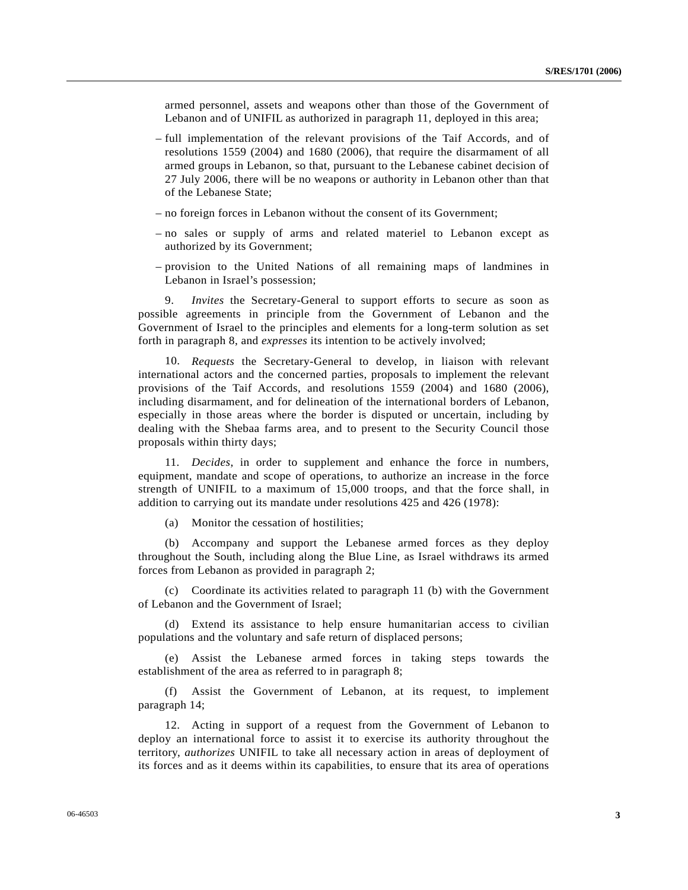armed personnel, assets and weapons other than those of the Government of Lebanon and of UNIFIL as authorized in paragraph 11, deployed in this area;

– full implementation of the relevant provisions of the Taif Accords, and of resolutions 1559 (2004) and 1680 (2006), that require the disarmament of all armed groups in Lebanon, so that, pursuant to the Lebanese cabinet decision of 27 July 2006, there will be no weapons or authority in Lebanon other than that of the Lebanese State;

– no foreign forces in Lebanon without the consent of its Government;

– no sales or supply of arms and related materiel to Lebanon except as authorized by its Government;

– provision to the United Nations of all remaining maps of landmines in Lebanon in Israel's possession;

9. *Invites* the Secretary-General to support efforts to secure as soon as possible agreements in principle from the Government of Lebanon and the Government of Israel to the principles and elements for a long-term solution as set forth in paragraph 8, and *expresses* its intention to be actively involved;

10. *Requests* the Secretary-General to develop, in liaison with relevant international actors and the concerned parties, proposals to implement the relevant provisions of the Taif Accords, and resolutions 1559 (2004) and 1680 (2006), including disarmament, and for delineation of the international borders of Lebanon, especially in those areas where the border is disputed or uncertain, including by dealing with the Shebaa farms area, and to present to the Security Council those proposals within thirty days;

11. *Decides*, in order to supplement and enhance the force in numbers, equipment, mandate and scope of operations, to authorize an increase in the force strength of UNIFIL to a maximum of 15,000 troops, and that the force shall, in addition to carrying out its mandate under resolutions 425 and 426 (1978):

(a) Monitor the cessation of hostilities;

(b) Accompany and support the Lebanese armed forces as they deploy throughout the South, including along the Blue Line, as Israel withdraws its armed forces from Lebanon as provided in paragraph 2;

(c) Coordinate its activities related to paragraph 11 (b) with the Government of Lebanon and the Government of Israel;

(d) Extend its assistance to help ensure humanitarian access to civilian populations and the voluntary and safe return of displaced persons;

(e) Assist the Lebanese armed forces in taking steps towards the establishment of the area as referred to in paragraph 8;

(f) Assist the Government of Lebanon, at its request, to implement paragraph 14;

12. Acting in support of a request from the Government of Lebanon to deploy an international force to assist it to exercise its authority throughout the territory, *authorizes* UNIFIL to take all necessary action in areas of deployment of its forces and as it deems within its capabilities, to ensure that its area of operations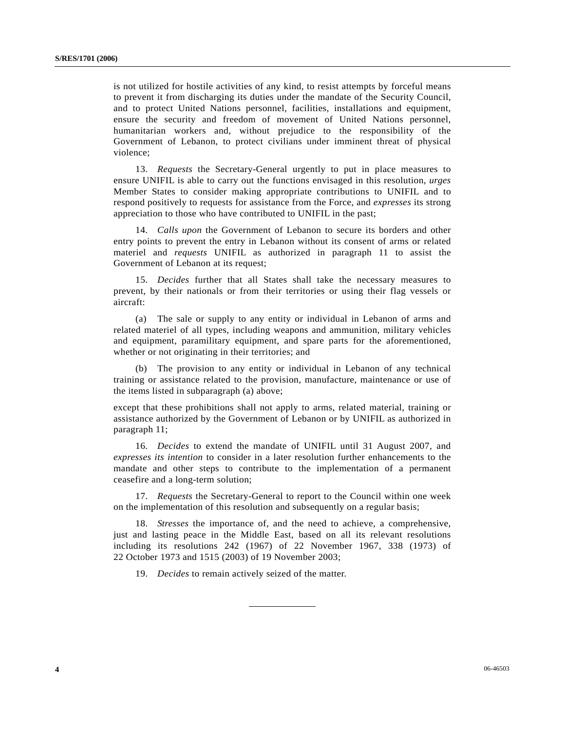is not utilized for hostile activities of any kind, to resist attempts by forceful means to prevent it from discharging its duties under the mandate of the Security Council, and to protect United Nations personnel, facilities, installations and equipment, ensure the security and freedom of movement of United Nations personnel, humanitarian workers and, without prejudice to the responsibility of the Government of Lebanon, to protect civilians under imminent threat of physical violence;

13. *Requests* the Secretary-General urgently to put in place measures to ensure UNIFIL is able to carry out the functions envisaged in this resolution, *urges* Member States to consider making appropriate contributions to UNIFIL and to respond positively to requests for assistance from the Force, and *expresses* its strong appreciation to those who have contributed to UNIFIL in the past;

14. *Calls upon* the Government of Lebanon to secure its borders and other entry points to prevent the entry in Lebanon without its consent of arms or related materiel and *requests* UNIFIL as authorized in paragraph 11 to assist the Government of Lebanon at its request;

15. *Decides* further that all States shall take the necessary measures to prevent, by their nationals or from their territories or using their flag vessels or aircraft:

(a) The sale or supply to any entity or individual in Lebanon of arms and related materiel of all types, including weapons and ammunition, military vehicles and equipment, paramilitary equipment, and spare parts for the aforementioned, whether or not originating in their territories; and

(b) The provision to any entity or individual in Lebanon of any technical training or assistance related to the provision, manufacture, maintenance or use of the items listed in subparagraph (a) above;

except that these prohibitions shall not apply to arms, related material, training or assistance authorized by the Government of Lebanon or by UNIFIL as authorized in paragraph 11;

16. *Decides* to extend the mandate of UNIFIL until 31 August 2007, and *expresses its intention* to consider in a later resolution further enhancements to the mandate and other steps to contribute to the implementation of a permanent ceasefire and a long-term solution;

17. *Requests* the Secretary-General to report to the Council within one week on the implementation of this resolution and subsequently on a regular basis;

18. *Stresses* the importance of, and the need to achieve, a comprehensive, just and lasting peace in the Middle East, based on all its relevant resolutions including its resolutions 242 (1967) of 22 November 1967, 338 (1973) of 22 October 1973 and 1515 (2003) of 19 November 2003;

19. *Decides* to remain actively seized of the matter.